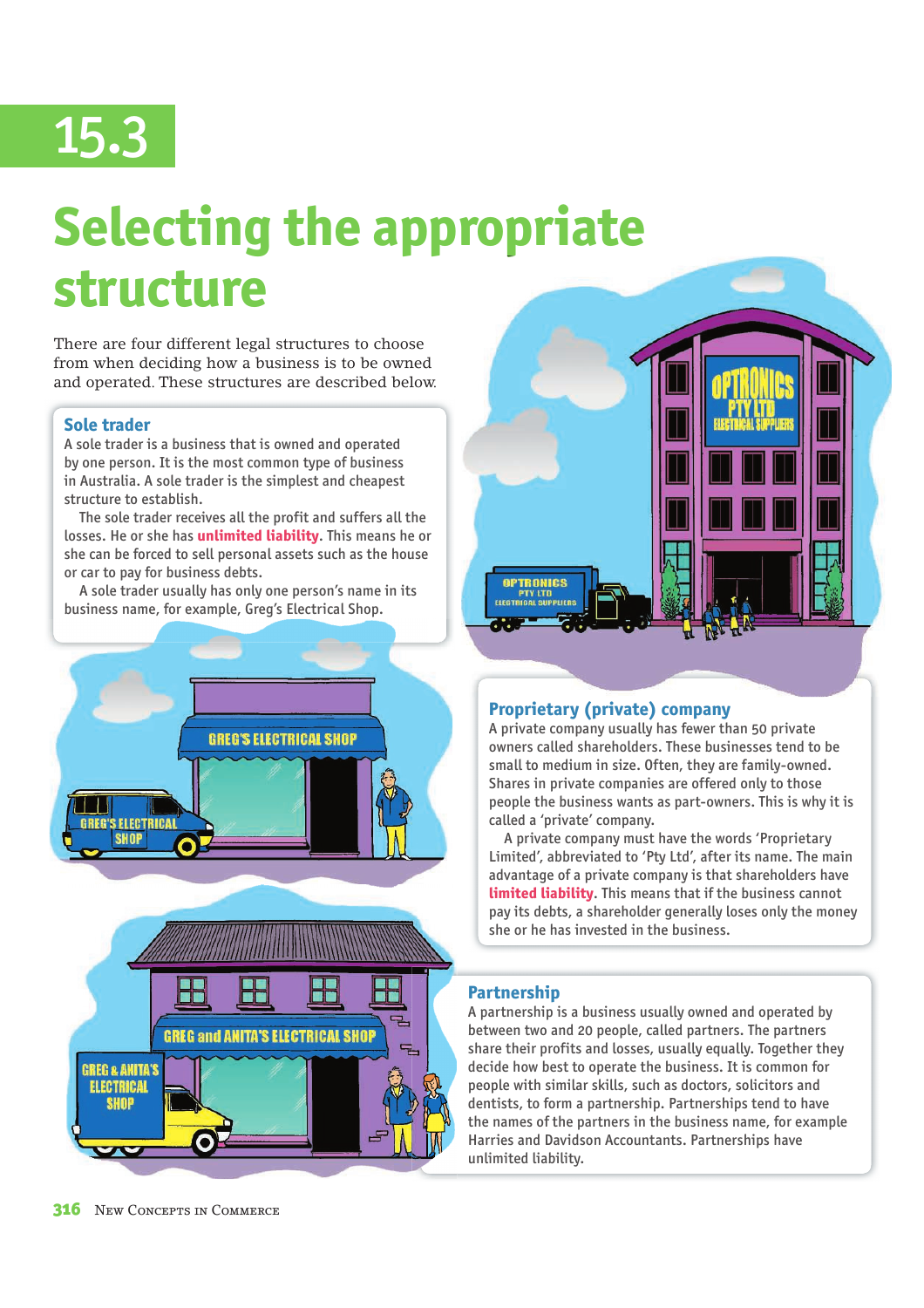# 15.3

# Selecting the appropriate structure

There are four different legal structures to choose from when deciding how a business is to be owned and operated. These structures are described below.

## Sole trader

A sole trader is a business that is owned and operated by one person. It is the most common type of business in Australia. A sole trader is the simplest and cheapest structure to establish.

The sole trader receives all the profit and suffers all the losses. He or she has **unlimited liability**. This means he or she can be forced to sell personal assets such as the house or car to pay for business debts.

A sole trader usually has only one person's name in its business name, for example, Greg's Electrical Shop.

## Proprietary (private) company

A private company usually has fewer than 50 private owners called shareholders. These businesses tend to be small to medium in size. Often, they are family-owned. Shares in private companies are offered only to those people the business wants as part-owners. This is why it is called a 'private' company.

A private company must have the words 'Proprietary Limited', abbreviated to 'Pty Ltd', after its name. The main advantage of a private company is that shareholders have **limited liability**. This means that if the business cannot pay its debts, a shareholder generally loses only the money she or he has invested in the business.

## Partnership

A partnership is a business usually owned and operated by between two and 20 people, called partners. The partners share their profits and losses, usually equally. Together they decide how best to operate the business. It is common for people with similar skills, such as doctors, solicitors and dentists, to form a partnership. Partnerships tend to have the names of the partners in the business name, for example Harries and Davidson Accountants. Partnerships have unlimited liability.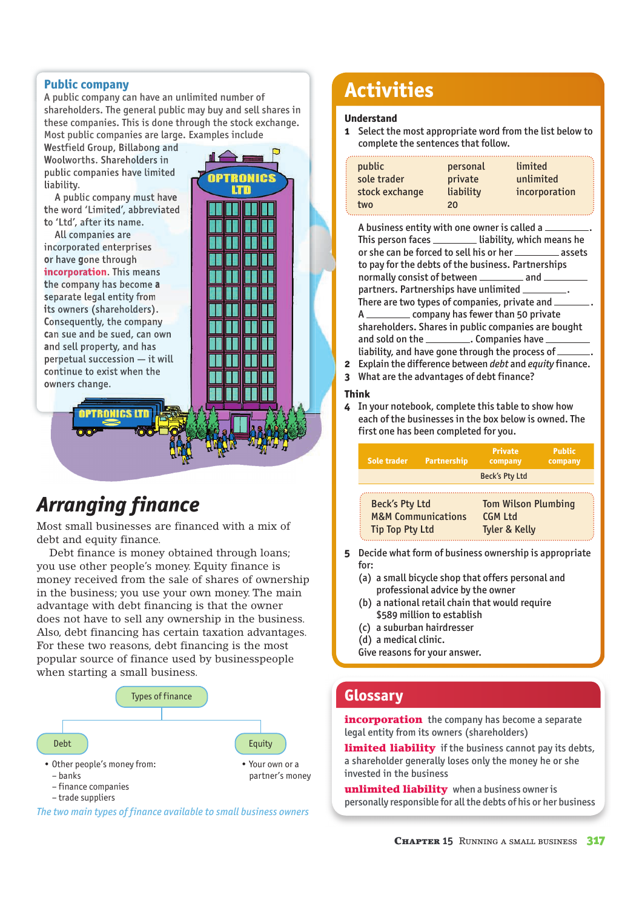### Public company

A public company can have an unlimited number of shareholders. The general public may buy and sell shares in these companies. This is done through the stock exchange. Most public companies are large. Examples include Westfield Group, Billabong and Woolworths. Shareholders in public companies have limited liability.

A public company must have the word 'Limited', abbreviated to 'Ltd', after its name.

All companies are incorporated enterprises or have gone through **incorporation**. This means the company has become a separate legal entity from its owners (shareholders). Consequently, the company can sue and be sued, can own and sell property, and has perpetual succession — it will continue to exist when the owners change.

## *Arranging finance*

Most small businesses are financed with a mix of debt and equity finance.

Debt finance is money obtained through loans; you use other people's money. Equity finance is money received from the sale of shares of ownership in the business; you use your own money. The main advantage with debt financing is that the owner does not have to sell any ownership in the business. Also, debt financing has certain taxation advantages. For these two reasons, debt financing is the most popular source of finance used by businesspeople when starting a small business.

Types of finance

Debt
- Other people's money from:
  - banks
  - finance companies
  - trade suppliers

Equity
- Your own or a partner's money

*The two main types of finance available to small business owners*

## Activities

**Understand**

1 Select the most appropriate word from the list below to complete the sentences that follow.

| | | |
|---|---|---|
| public | personal | limited |
| sole trader | private | unlimited |
| stock exchange | liability | incorporation |
| two | 20 | |

A business entity with one owner is called a ________. This person faces ________ liability, which means he or she can be forced to sell his or her ________ assets to pay for the debts of the business. Partnerships normally consist of between ________ and ________ partners. Partnerships have unlimited ________. There are two types of companies, private and ________. A ________ company has fewer than 50 private shareholders. Shares in public companies are bought and sold on the ________. Companies have ________ liability, and have gone through the process of ________.

2 Explain the difference between *debt* and *equity* finance.

3 What are the advantages of debt finance?

**Think**

4 In your notebook, complete this table to show how each of the businesses in the box below is owned. The first one has been completed for you.

| Sole trader | Partnership | Private company | Public company |
|---|---|---|---|
| | | Beck's Pty Ltd | |

| | |
|---|---|
| Beck's Pty Ltd | Tom Wilson Plumbing |
| M&M Communications | CGM Ltd |
| Tip Top Pty Ltd | Tyler & Kelly |

5 Decide what form of business ownership is appropriate for:
(a) a small bicycle shop that offers personal and professional advice by the owner
(b) a national retail chain that would require $589 million to establish
(c) a suburban hairdresser
(d) a medical clinic.

Give reasons for your answer.

## Glossary

**incorporation** the company has become a separate legal entity from its owners (shareholders)

**limited liability** if the business cannot pay its debts, a shareholder generally loses only the money he or she invested in the business

**unlimited liability** when a business owner is personally responsible for all the debts of his or her business